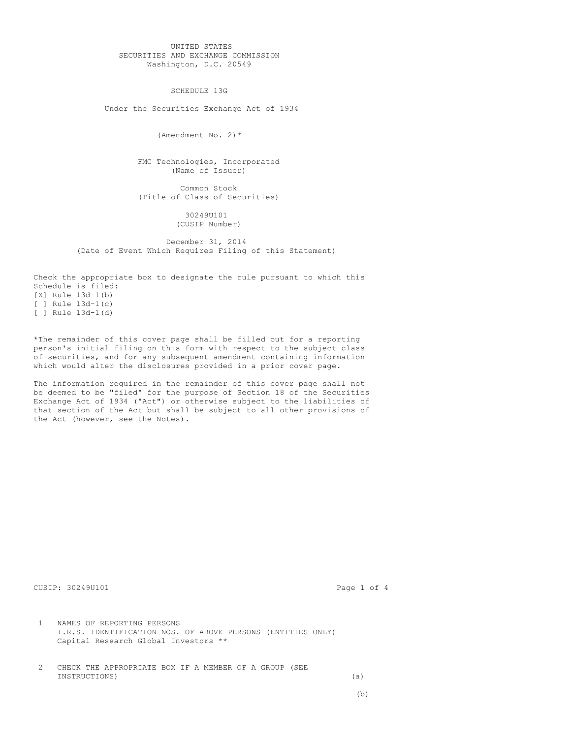UNITED STATES
SECURITIES AND EXCHANGE COMMISSION
Washington, D.C. 20549

# SCHEDULE 13G

Under the Securities Exchange Act of 1934

(Amendment No. 2)*

FMC Technologies, Incorporated
(Name of Issuer)

Common Stock
(Title of Class of Securities)

30249U101
(CUSIP Number)

December 31, 2014
(Date of Event Which Requires Filing of this Statement)

Check the appropriate box to designate the rule pursuant to which this Schedule is filed:
[X] Rule 13d-1(b)
[ ] Rule 13d-1(c)
[ ] Rule 13d-1(d)

*The remainder of this cover page shall be filled out for a reporting person's initial filing on this form with respect to the subject class of securities, and for any subsequent amendment containing information which would alter the disclosures provided in a prior cover page.

The information required in the remainder of this cover page shall not be deemed to be "filed" for the purpose of Section 18 of the Securities Exchange Act of 1934 ("Act") or otherwise subject to the liabilities of that section of the Act but shall be subject to all other provisions of the Act (however, see the Notes).

CUSIP: 30249U101

1 NAMES OF REPORTING PERSONS
I.R.S. IDENTIFICATION NOS. OF ABOVE PERSONS (ENTITIES ONLY)
Capital Research Global Investors **

2 CHECK THE APPROPRIATE BOX IF A MEMBER OF A GROUP (SEE INSTRUCTIONS) (a)

(b)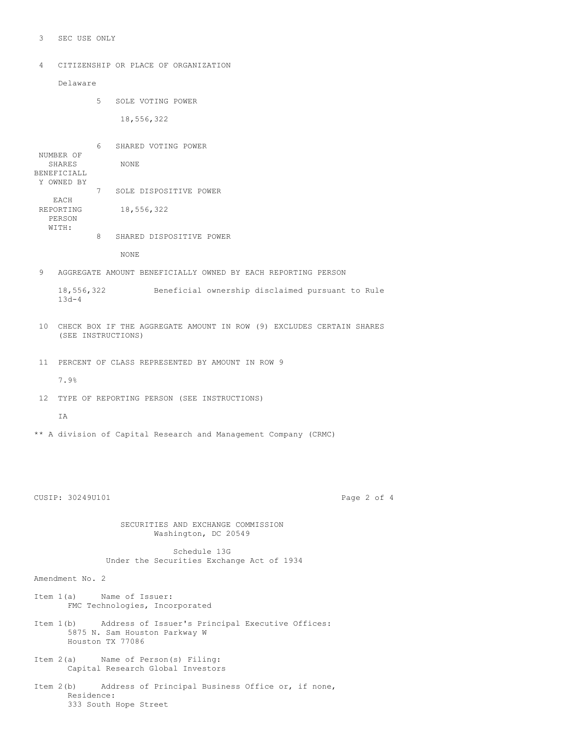3 SEC USE ONLY

4 CITIZENSHIP OR PLACE OF ORGANIZATION

Delaware

| NUMBER OF SHARES BENEFICIALLY OWNED BY EACH REPORTING PERSON WITH: | | |
|---|---|---|
| | 5 SOLE VOTING POWER | 18,556,322 |
| | 6 SHARED VOTING POWER | NONE |
| | 7 SOLE DISPOSITIVE POWER | 18,556,322 |
| | 8 SHARED DISPOSITIVE POWER | NONE |

9 AGGREGATE AMOUNT BENEFICIALLY OWNED BY EACH REPORTING PERSON

18,556,322 Beneficial ownership disclaimed pursuant to Rule 13d-4

10 CHECK BOX IF THE AGGREGATE AMOUNT IN ROW (9) EXCLUDES CERTAIN SHARES (SEE INSTRUCTIONS)

11 PERCENT OF CLASS REPRESENTED BY AMOUNT IN ROW 9

7.9%

12 TYPE OF REPORTING PERSON (SEE INSTRUCTIONS)

IA

** A division of Capital Research and Management Company (CRMC)

CUSIP: 30249U101

SECURITIES AND EXCHANGE COMMISSION
Washington, DC 20549

Schedule 13G
Under the Securities Exchange Act of 1934

Amendment No. 2

Item 1(a) Name of Issuer:
FMC Technologies, Incorporated

Item 1(b) Address of Issuer's Principal Executive Offices:
5875 N. Sam Houston Parkway W
Houston TX 77086

Item 2(a) Name of Person(s) Filing:
Capital Research Global Investors

Item 2(b) Address of Principal Business Office or, if none, Residence:
333 South Hope Street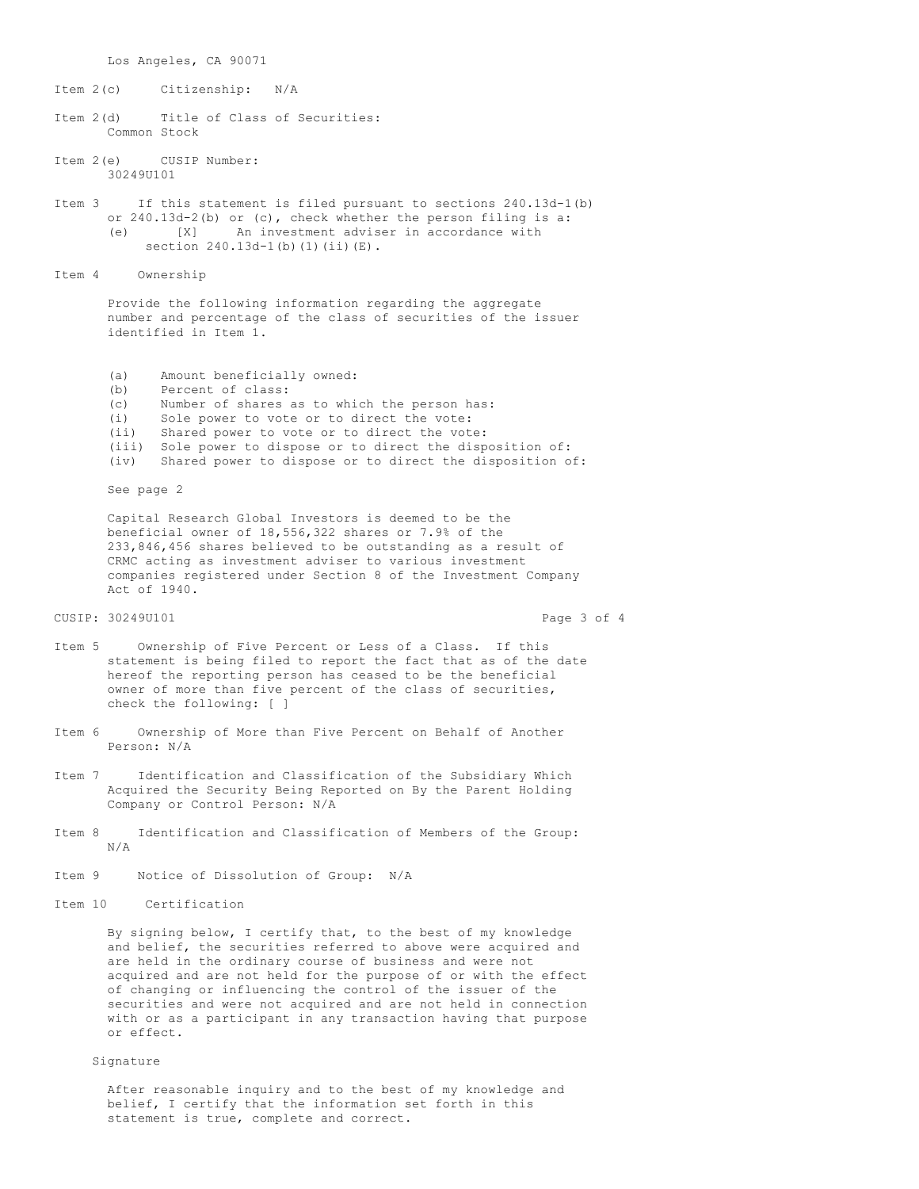Los Angeles, CA 90071

Item 2(c) Citizenship: N/A

Item 2(d) Title of Class of Securities:
Common Stock

Item 2(e) CUSIP Number:
30249U101

Item 3 If this statement is filed pursuant to sections 240.13d-1(b) or 240.13d-2(b) or (c), check whether the person filing is a:
(e) [X] An investment adviser in accordance with section 240.13d-1(b)(1)(ii)(E).

Item 4 Ownership

Provide the following information regarding the aggregate number and percentage of the class of securities of the issuer identified in Item 1.

(a) Amount beneficially owned:
(b) Percent of class:
(c) Number of shares as to which the person has:
(i) Sole power to vote or to direct the vote:
(ii) Shared power to vote or to direct the vote:
(iii) Sole power to dispose or to direct the disposition of:
(iv) Shared power to dispose or to direct the disposition of:

See page 2

Capital Research Global Investors is deemed to be the beneficial owner of 18,556,322 shares or 7.9% of the 233,846,456 shares believed to be outstanding as a result of CRMC acting as investment adviser to various investment companies registered under Section 8 of the Investment Company Act of 1940.

CUSIP: 30249U101

Item 5 Ownership of Five Percent or Less of a Class. If this statement is being filed to report the fact that as of the date hereof the reporting person has ceased to be the beneficial owner of more than five percent of the class of securities, check the following: [ ]

Item 6 Ownership of More than Five Percent on Behalf of Another Person: N/A

Item 7 Identification and Classification of the Subsidiary Which Acquired the Security Being Reported on By the Parent Holding Company or Control Person: N/A

Item 8 Identification and Classification of Members of the Group: N/A

Item 9 Notice of Dissolution of Group: N/A

Item 10 Certification

By signing below, I certify that, to the best of my knowledge and belief, the securities referred to above were acquired and are held in the ordinary course of business and were not acquired and are not held for the purpose of or with the effect of changing or influencing the control of the issuer of the securities and were not acquired and are not held in connection with or as a participant in any transaction having that purpose or effect.

Signature

After reasonable inquiry and to the best of my knowledge and belief, I certify that the information set forth in this statement is true, complete and correct.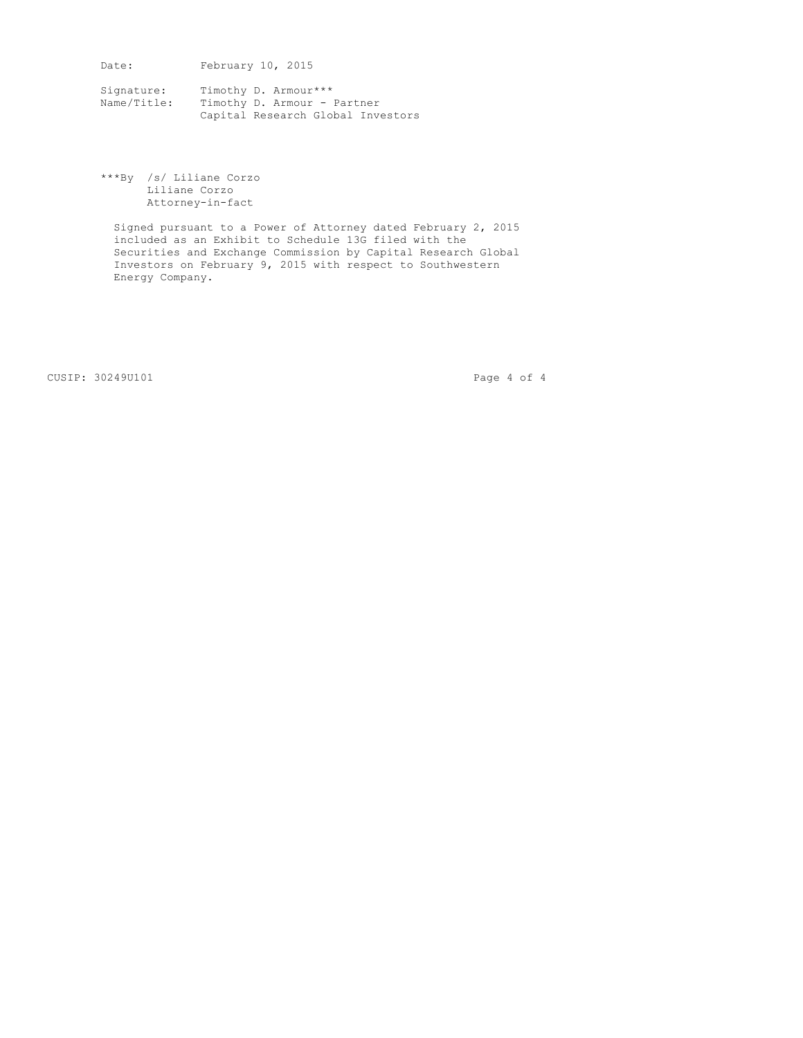Date: February 10, 2015

Signature: Timothy D. Armour***
Name/Title: Timothy D. Armour - Partner
Capital Research Global Investors

***By /s/ Liliane Corzo
Liliane Corzo
Attorney-in-fact

Signed pursuant to a Power of Attorney dated February 2, 2015 included as an Exhibit to Schedule 13G filed with the Securities and Exchange Commission by Capital Research Global Investors on February 9, 2015 with respect to Southwestern Energy Company.

CUSIP: 30249U101